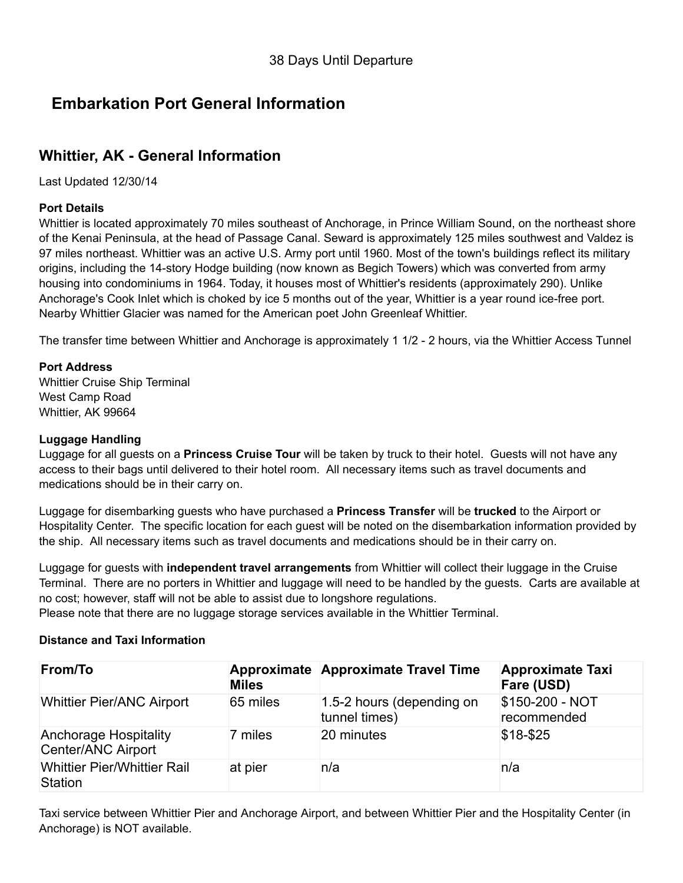38 Days Until Departure

# Embarkation Port General Information

## Whittier, AK - General Information

Last Updated 12/30/14

**Port Details**

Whittier is located approximately 70 miles southeast of Anchorage, in Prince William Sound, on the northeast shore of the Kenai Peninsula, at the head of Passage Canal. Seward is approximately 125 miles southwest and Valdez is 97 miles northeast. Whittier was an active U.S. Army port until 1960. Most of the town's buildings reflect its military origins, including the 14-story Hodge building (now known as Begich Towers) which was converted from army housing into condominiums in 1964. Today, it houses most of Whittier's residents (approximately 290). Unlike Anchorage's Cook Inlet which is choked by ice 5 months out of the year, Whittier is a year round ice-free port. Nearby Whittier Glacier was named for the American poet John Greenleaf Whittier.

The transfer time between Whittier and Anchorage is approximately 1 1/2 - 2 hours, via the Whittier Access Tunnel

**Port Address**

Whittier Cruise Ship Terminal
West Camp Road
Whittier, AK 99664

**Luggage Handling**

Luggage for all guests on a **Princess Cruise Tour** will be taken by truck to their hotel. Guests will not have any access to their bags until delivered to their hotel room. All necessary items such as travel documents and medications should be in their carry on.

Luggage for disembarking guests who have purchased a **Princess Transfer** will be **trucked** to the Airport or Hospitality Center. The specific location for each guest will be noted on the disembarkation information provided by the ship. All necessary items such as travel documents and medications should be in their carry on.

Luggage for guests with **independent travel arrangements** from Whittier will collect their luggage in the Cruise Terminal. There are no porters in Whittier and luggage will need to be handled by the guests. Carts are available at no cost; however, staff will not be able to assist due to longshore regulations.
Please note that there are no luggage storage services available in the Whittier Terminal.

**Distance and Taxi Information**

| From/To | Approximate Miles | Approximate Travel Time | Approximate Taxi Fare (USD) |
|---|---|---|---|
| Whittier Pier/ANC Airport | 65 miles | 1.5-2 hours (depending on tunnel times) | $150-200 - NOT recommended |
| Anchorage Hospitality Center/ANC Airport | 7 miles | 20 minutes | $18-$25 |
| Whittier Pier/Whittier Rail Station | at pier | n/a | n/a |

Taxi service between Whittier Pier and Anchorage Airport, and between Whittier Pier and the Hospitality Center (in Anchorage) is NOT available.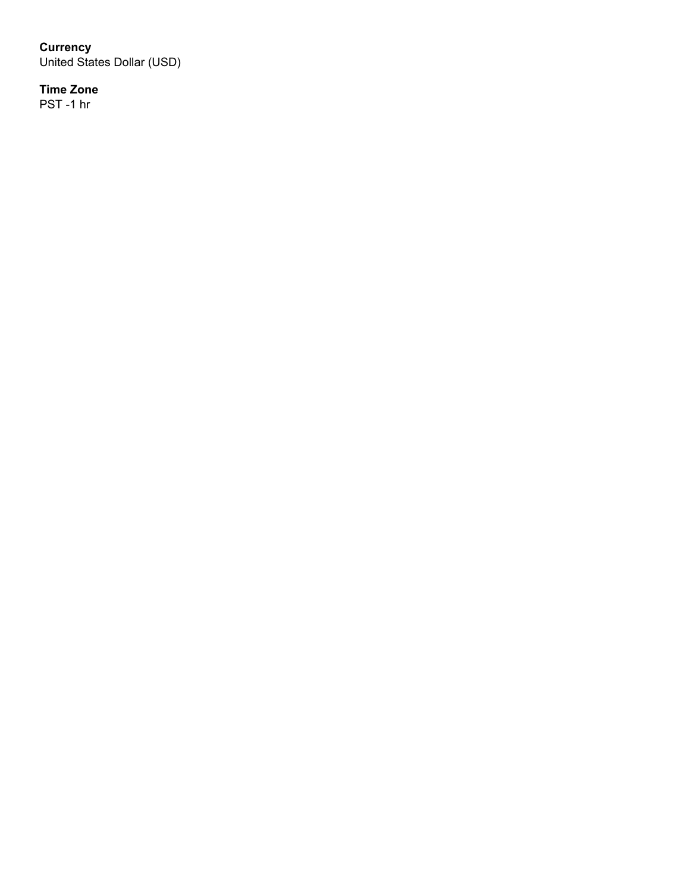**Currency**
United States Dollar (USD)

**Time Zone**
PST -1 hr